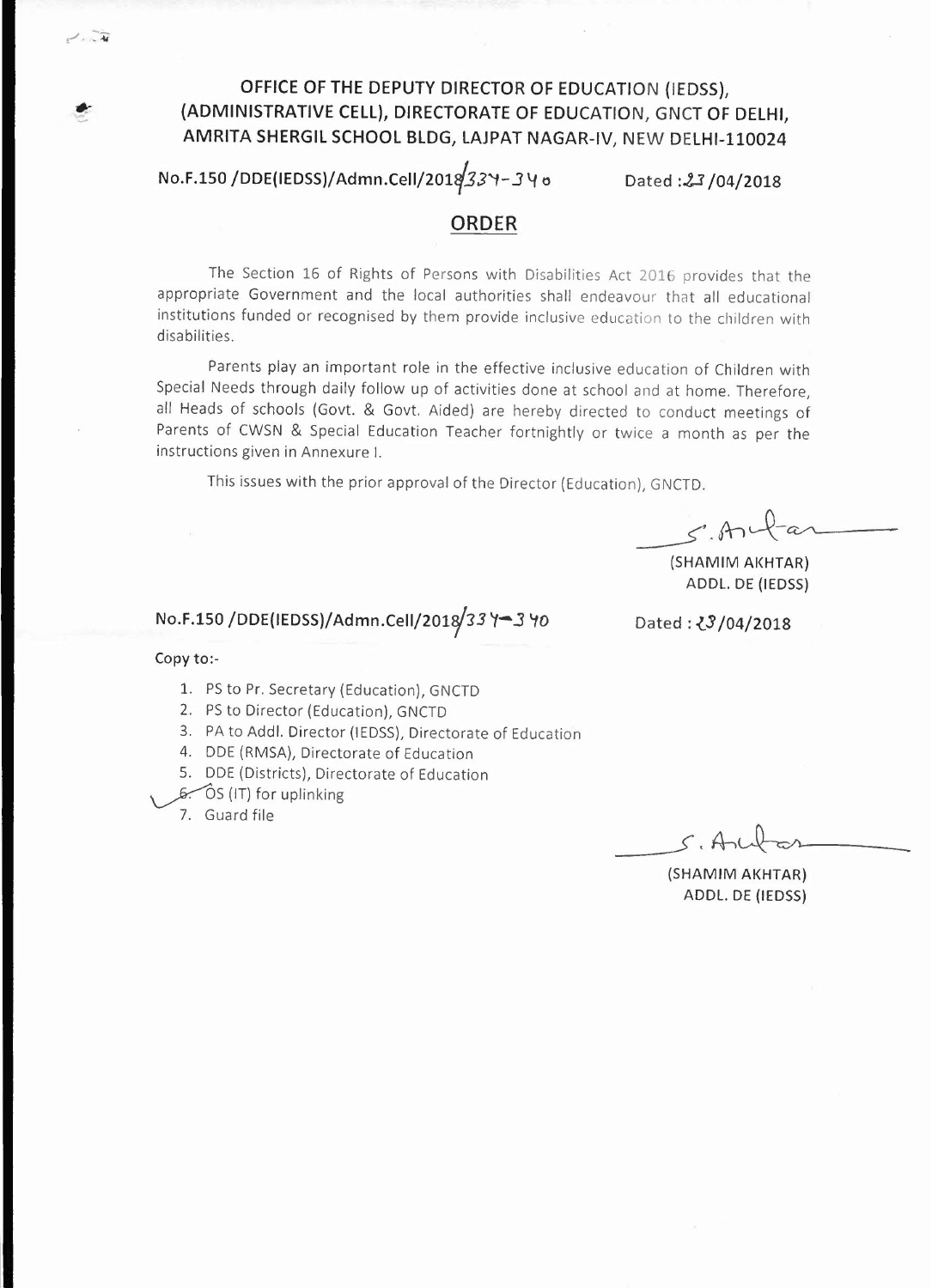**OFFICE OF THE DEPUTY DIRECTOR OF EDUCATION (IEDSS), (ADMINISTRATIVE CELL), DIRECTORATE OF EDUCATION, GNCT OF DELHI, AMRITA SHERGIL SCHOOL BLDG, LAJPAT NAGAR-IV, NEW DELHI-110024**

No.F.150 /DDE(IEDSS)/Admn.Cell/2018/334-340 Dated : 23/04/2018

## ORDER

The Section 16 of Rights of Persons with Disabilities Act 2016 provides that the appropriate Government and the local authorities shall endeavour that all educational institutions funded or recognised by them provide inclusive education to the children with disabilities.

Parents play an important role in the effective inclusive education of Children with Special Needs through daily follow up of activities done at school and at home. Therefore, all Heads of schools (Govt. & Govt. Aided) are hereby directed to conduct meetings of Parents of CWSN & Special Education Teacher fortnightly or twice a month as per the instructions given in Annexure I.

This issues with the prior approval of the Director (Education), GNCTD.

S. Akhtar

(SHAMIM AKHTAR)
ADDL. DE (IEDSS)

No.F.150 /DDE(IEDSS)/Admn.Cell/2018/334-340 Dated : 23/04/2018

Copy to:-

1. PS to Pr. Secretary (Education), GNCTD
2. PS to Director (Education), GNCTD
3. PA to Addl. Director (IEDSS), Directorate of Education
4. DDE (RMSA), Directorate of Education
5. DDE (Districts), Directorate of Education
6. OS (IT) for uplinking
7. Guard file

S. Akhtar

(SHAMIM AKHTAR)
ADDL. DE (IEDSS)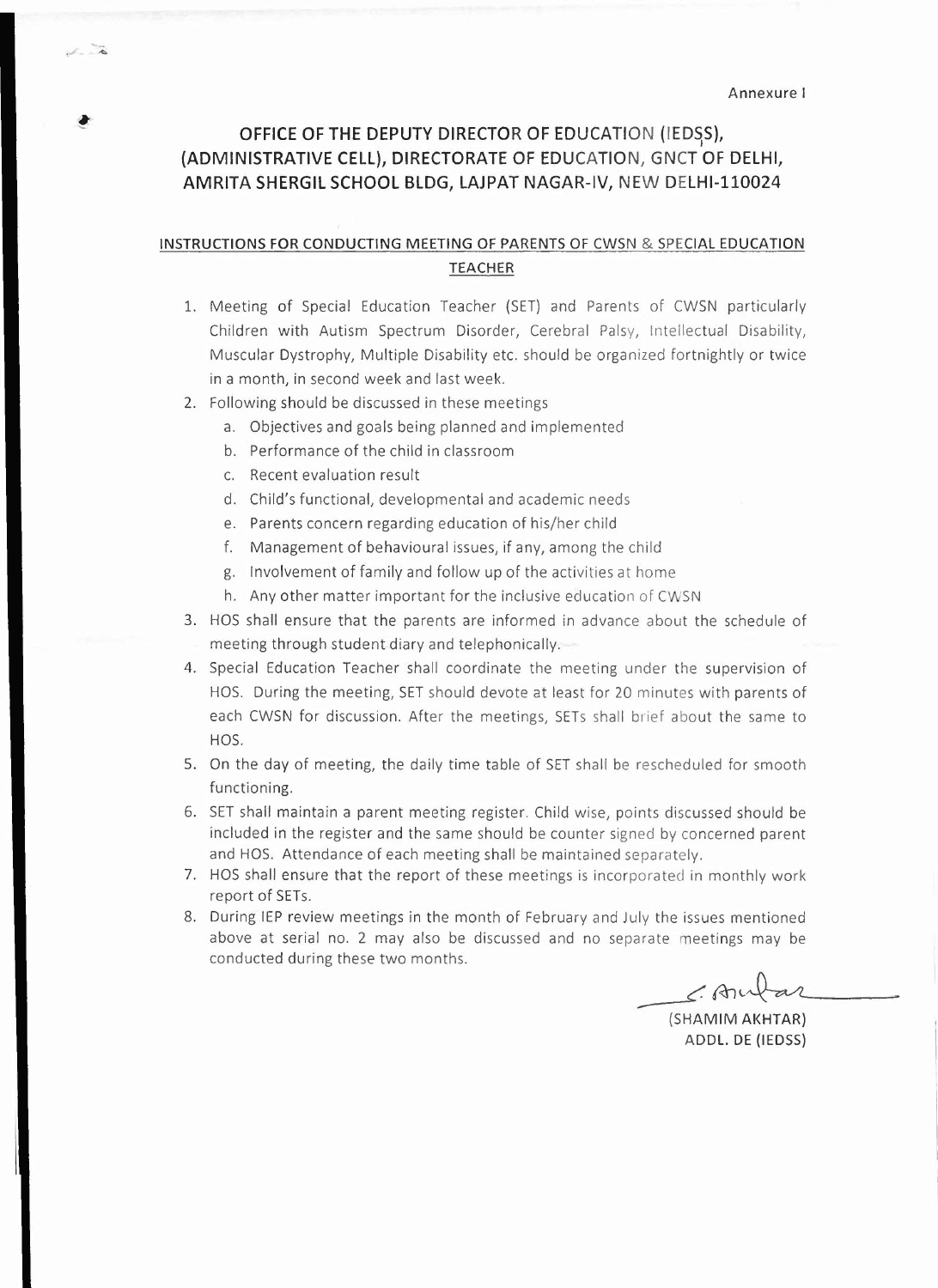Annexure I

# OFFICE OF THE DEPUTY DIRECTOR OF EDUCATION (IEDSS), (ADMINISTRATIVE CELL), DIRECTORATE OF EDUCATION, GNCT OF DELHI, AMRITA SHERGIL SCHOOL BLDG, LAJPAT NAGAR-IV, NEW DELHI-110024

## INSTRUCTIONS FOR CONDUCTING MEETING OF PARENTS OF CWSN & SPECIAL EDUCATION TEACHER

1. Meeting of Special Education Teacher (SET) and Parents of CWSN particularly Children with Autism Spectrum Disorder, Cerebral Palsy, Intellectual Disability, Muscular Dystrophy, Multiple Disability etc. should be organized fortnightly or twice in a month, in second week and last week.
2. Following should be discussed in these meetings
   a. Objectives and goals being planned and implemented
   b. Performance of the child in classroom
   c. Recent evaluation result
   d. Child's functional, developmental and academic needs
   e. Parents concern regarding education of his/her child
   f. Management of behavioural issues, if any, among the child
   g. Involvement of family and follow up of the activities at home
   h. Any other matter important for the inclusive education of CWSN
3. HOS shall ensure that the parents are informed in advance about the schedule of meeting through student diary and telephonically.
4. Special Education Teacher shall coordinate the meeting under the supervision of HOS. During the meeting, SET should devote at least for 20 minutes with parents of each CWSN for discussion. After the meetings, SETs shall brief about the same to HOS.
5. On the day of meeting, the daily time table of SET shall be rescheduled for smooth functioning.
6. SET shall maintain a parent meeting register. Child wise, points discussed should be included in the register and the same should be counter signed by concerned parent and HOS. Attendance of each meeting shall be maintained separately.
7. HOS shall ensure that the report of these meetings is incorporated in monthly work report of SETs.
8. During IEP review meetings in the month of February and July the issues mentioned above at serial no. 2 may also be discussed and no separate meetings may be conducted during these two months.

(SHAMIM AKHTAR)
ADDL. DE (IEDSS)